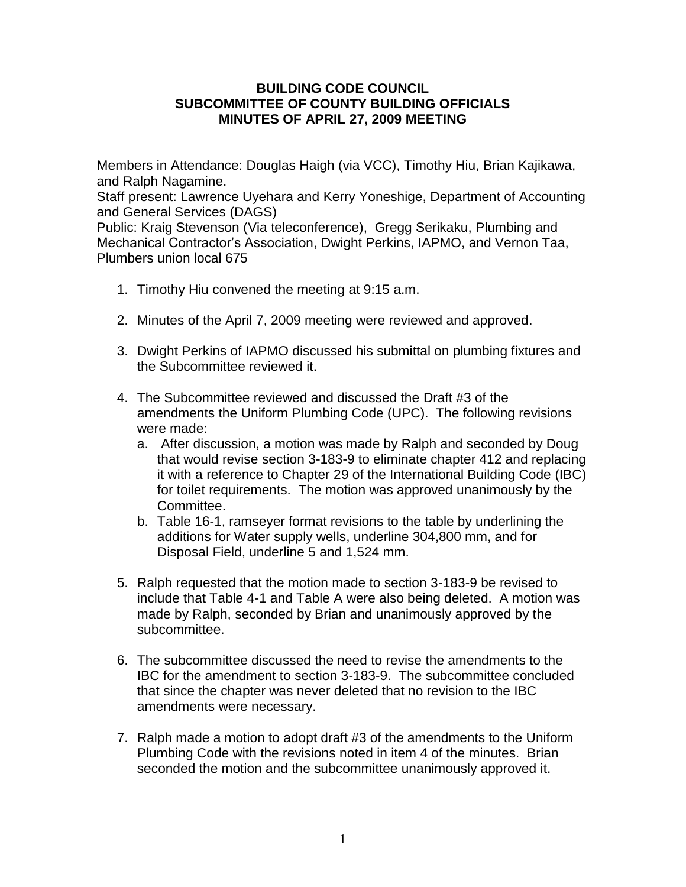# BUILDING CODE COUNCIL
# SUBCOMMITTEE OF COUNTY BUILDING OFFICIALS
# MINUTES OF APRIL 27, 2009 MEETING

Members in Attendance: Douglas Haigh (via VCC), Timothy Hiu, Brian Kajikawa, and Ralph Nagamine.
Staff present: Lawrence Uyehara and Kerry Yoneshige, Department of Accounting and General Services (DAGS)
Public: Kraig Stevenson (Via teleconference), Gregg Serikaku, Plumbing and Mechanical Contractor's Association, Dwight Perkins, IAPMO, and Vernon Taa, Plumbers union local 675

1. Timothy Hiu convened the meeting at 9:15 a.m.

2. Minutes of the April 7, 2009 meeting were reviewed and approved.

3. Dwight Perkins of IAPMO discussed his submittal on plumbing fixtures and the Subcommittee reviewed it.

4. The Subcommittee reviewed and discussed the Draft #3 of the amendments the Uniform Plumbing Code (UPC). The following revisions were made:
   a. After discussion, a motion was made by Ralph and seconded by Doug that would revise section 3-183-9 to eliminate chapter 412 and replacing it with a reference to Chapter 29 of the International Building Code (IBC) for toilet requirements. The motion was approved unanimously by the Committee.
   b. Table 16-1, ramseyer format revisions to the table by underlining the additions for Water supply wells, underline 304,800 mm, and for Disposal Field, underline 5 and 1,524 mm.

5. Ralph requested that the motion made to section 3-183-9 be revised to include that Table 4-1 and Table A were also being deleted. A motion was made by Ralph, seconded by Brian and unanimously approved by the subcommittee.

6. The subcommittee discussed the need to revise the amendments to the IBC for the amendment to section 3-183-9. The subcommittee concluded that since the chapter was never deleted that no revision to the IBC amendments were necessary.

7. Ralph made a motion to adopt draft #3 of the amendments to the Uniform Plumbing Code with the revisions noted in item 4 of the minutes. Brian seconded the motion and the subcommittee unanimously approved it.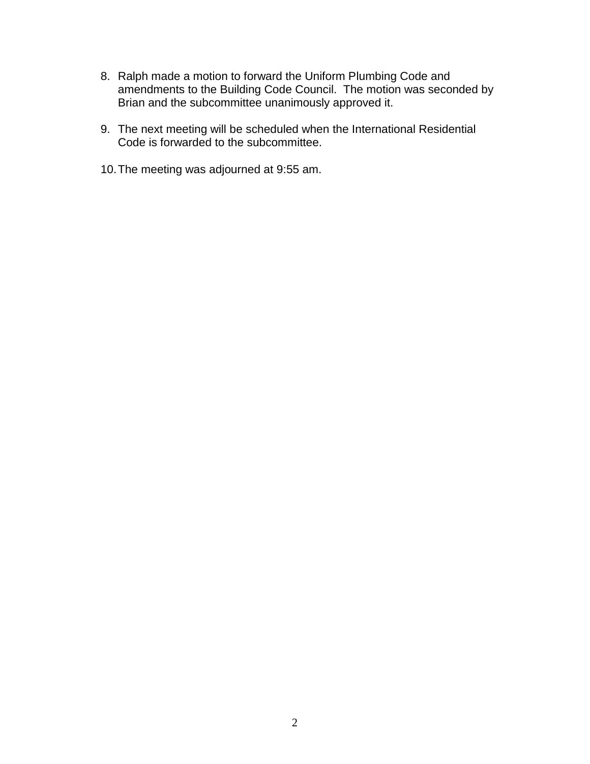8. Ralph made a motion to forward the Uniform Plumbing Code and amendments to the Building Code Council. The motion was seconded by Brian and the subcommittee unanimously approved it.

9. The next meeting will be scheduled when the International Residential Code is forwarded to the subcommittee.

10. The meeting was adjourned at 9:55 am.